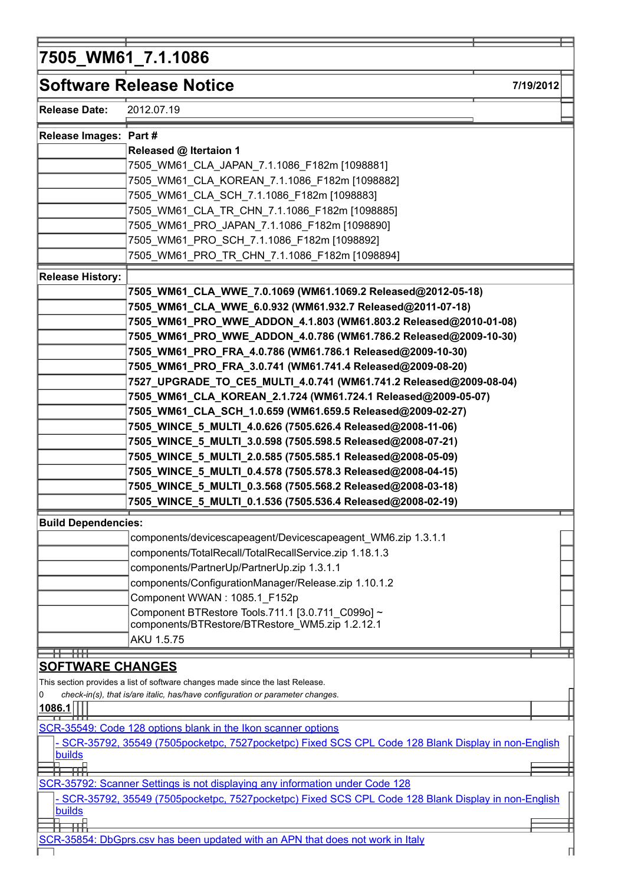# 7505_WM61_7.1.1086

## Software Release Notice

7/19/2012

**Release Date:** 2012.07.19

**Release Images:** **Part #**

**Released @ Iteration 1**

- 7505_WM61_CLA_JAPAN_7.1.1086_F182m [1098881]
- 7505_WM61_CLA_KOREAN_7.1.1086_F182m [1098882]
- 7505_WM61_CLA_SCH_7.1.1086_F182m [1098883]
- 7505_WM61_CLA_TR_CHN_7.1.1086_F182m [1098885]
- 7505_WM61_PRO_JAPAN_7.1.1086_F182m [1098890]
- 7505_WM61_PRO_SCH_7.1.1086_F182m [1098892]
- 7505_WM61_PRO_TR_CHN_7.1.1086_F182m [1098894]

**Release History:**

- **7505_WM61_CLA_WWE_7.0.1069 (WM61.1069.2 Released@2012-05-18)**
- **7505_WM61_CLA_WWE_6.0.932 (WM61.932.7 Released@2011-07-18)**
- **7505_WM61_PRO_WWE_ADDON_4.1.803 (WM61.803.2 Released@2010-01-08)**
- **7505_WM61_PRO_WWE_ADDON_4.0.786 (WM61.786.2 Released@2009-10-30)**
- **7505_WM61_PRO_FRA_4.0.786 (WM61.786.1 Released@2009-10-30)**
- **7505_WM61_PRO_FRA_3.0.741 (WM61.741.4 Released@2009-08-20)**
- **7527_UPGRADE_TO_CE5_MULTI_4.0.741 (WM61.741.2 Released@2009-08-04)**
- **7505_WM61_CLA_KOREAN_2.1.724 (WM61.724.1 Released@2009-05-07)**
- **7505_WM61_CLA_SCH_1.0.659 (WM61.659.5 Released@2009-02-27)**
- **7505_WINCE_5_MULTI_4.0.626 (7505.626.4 Released@2008-11-06)**
- **7505_WINCE_5_MULTI_3.0.598 (7505.598.5 Released@2008-07-21)**
- **7505_WINCE_5_MULTI_2.0.585 (7505.585.1 Released@2008-05-09)**
- **7505_WINCE_5_MULTI_0.4.578 (7505.578.3 Released@2008-04-15)**
- **7505_WINCE_5_MULTI_0.3.568 (7505.568.2 Released@2008-03-18)**
- **7505_WINCE_5_MULTI_0.1.536 (7505.536.4 Released@2008-02-19)**

**Build Dependencies:**

- components/devicescapeagent/Devicescapeagent_WM6.zip 1.3.1.1
- components/TotalRecall/TotalRecallService.zip 1.18.1.3
- components/PartnerUp/PartnerUp.zip 1.3.1.1
- components/ConfigurationManager/Release.zip 1.10.1.2
- Component WWAN : 1085.1_F152p
- Component BTRestore Tools.711.1 [3.0.711_C099o] ~ components/BTRestore/BTRestore_WM5.zip 1.2.12.1
- AKU 1.5.75

## SOFTWARE CHANGES

This section provides a list of software changes made since the last Release.

0 *check-in(s), that is/are italic, has/have configuration or parameter changes.*

**1086.1**

SCR-35549: Code 128 options blank in the Ikon scanner options

- SCR-35792, 35549 (7505pocketpc, 7527pocketpc) Fixed SCS CPL Code 128 Blank Display in non-English builds

SCR-35792: Scanner Settings is not displaying any information under Code 128

- SCR-35792, 35549 (7505pocketpc, 7527pocketpc) Fixed SCS CPL Code 128 Blank Display in non-English builds

SCR-35854: DbGprs.csv has been updated with an APN that does not work in Italy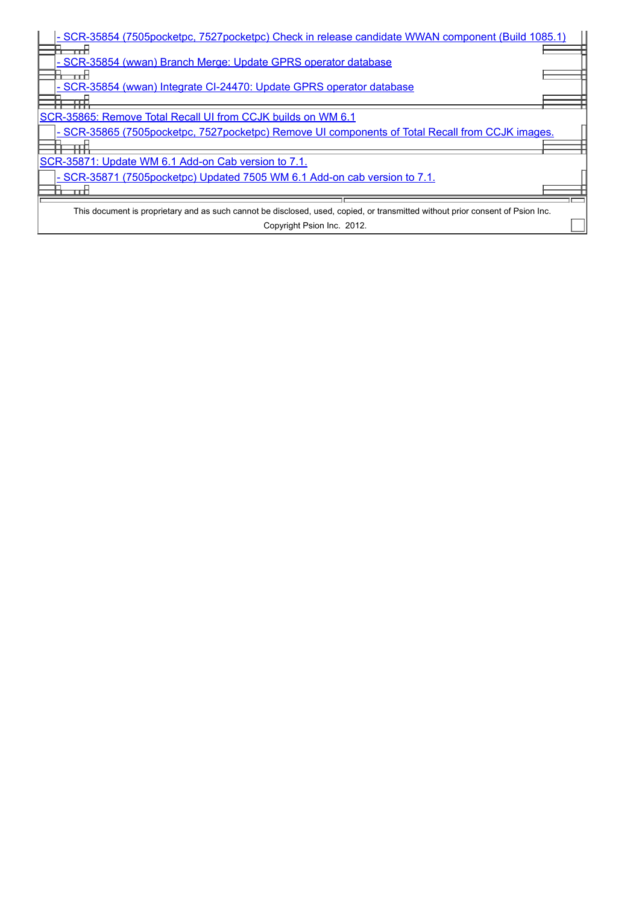- SCR-35854 (7505pocketpc, 7527pocketpc) Check in release candidate WWAN component (Build 1085.1)

- SCR-35854 (wwan) Branch Merge: Update GPRS operator database

- SCR-35854 (wwan) Integrate CI-24470: Update GPRS operator database

SCR-35865: Remove Total Recall UI from CCJK builds on WM 6.1

- SCR-35865 (7505pocketpc, 7527pocketpc) Remove UI components of Total Recall from CCJK images.

SCR-35871: Update WM 6.1 Add-on Cab version to 7.1.

- SCR-35871 (7505pocketpc) Updated 7505 WM 6.1 Add-on cab version to 7.1.

This document is proprietary and as such cannot be disclosed, used, copied, or transmitted without prior consent of Psion Inc.

Copyright Psion Inc. 2012.